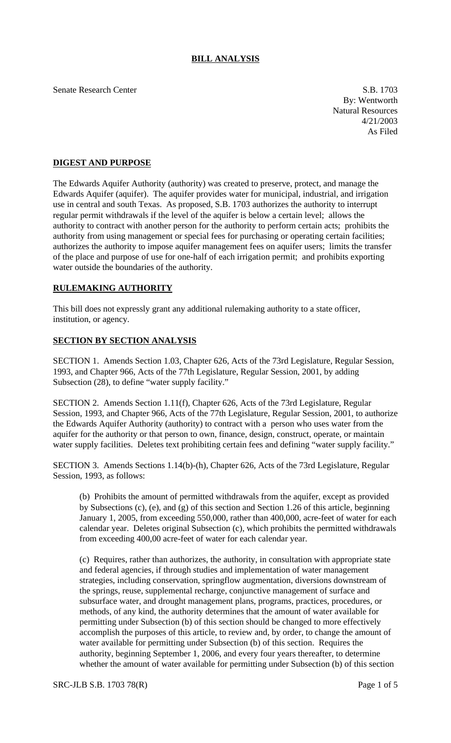# BILL ANALYSIS

Senate Research Center

S.B. 1703
By: Wentworth
Natural Resources
4/21/2003
As Filed

## DIGEST AND PURPOSE

The Edwards Aquifer Authority (authority) was created to preserve, protect, and manage the Edwards Aquifer (aquifer). The aquifer provides water for municipal, industrial, and irrigation use in central and south Texas. As proposed, S.B. 1703 authorizes the authority to interrupt regular permit withdrawals if the level of the aquifer is below a certain level; allows the authority to contract with another person for the authority to perform certain acts; prohibits the authority from using management or special fees for purchasing or operating certain facilities; authorizes the authority to impose aquifer management fees on aquifer users; limits the transfer of the place and purpose of use for one-half of each irrigation permit; and prohibits exporting water outside the boundaries of the authority.

## RULEMAKING AUTHORITY

This bill does not expressly grant any additional rulemaking authority to a state officer, institution, or agency.

## SECTION BY SECTION ANALYSIS

SECTION 1. Amends Section 1.03, Chapter 626, Acts of the 73rd Legislature, Regular Session, 1993, and Chapter 966, Acts of the 77th Legislature, Regular Session, 2001, by adding Subsection (28), to define "water supply facility."

SECTION 2. Amends Section 1.11(f), Chapter 626, Acts of the 73rd Legislature, Regular Session, 1993, and Chapter 966, Acts of the 77th Legislature, Regular Session, 2001, to authorize the Edwards Aquifer Authority (authority) to contract with a person who uses water from the aquifer for the authority or that person to own, finance, design, construct, operate, or maintain water supply facilities. Deletes text prohibiting certain fees and defining "water supply facility."

SECTION 3. Amends Sections 1.14(b)-(h), Chapter 626, Acts of the 73rd Legislature, Regular Session, 1993, as follows:

(b) Prohibits the amount of permitted withdrawals from the aquifer, except as provided by Subsections (c), (e), and (g) of this section and Section 1.26 of this article, beginning January 1, 2005, from exceeding 550,000, rather than 400,000, acre-feet of water for each calendar year. Deletes original Subsection (c), which prohibits the permitted withdrawals from exceeding 400,00 acre-feet of water for each calendar year.

(c) Requires, rather than authorizes, the authority, in consultation with appropriate state and federal agencies, if through studies and implementation of water management strategies, including conservation, springflow augmentation, diversions downstream of the springs, reuse, supplemental recharge, conjunctive management of surface and subsurface water, and drought management plans, programs, practices, procedures, or methods, of any kind, the authority determines that the amount of water available for permitting under Subsection (b) of this section should be changed to more effectively accomplish the purposes of this article, to review and, by order, to change the amount of water available for permitting under Subsection (b) of this section. Requires the authority, beginning September 1, 2006, and every four years thereafter, to determine whether the amount of water available for permitting under Subsection (b) of this section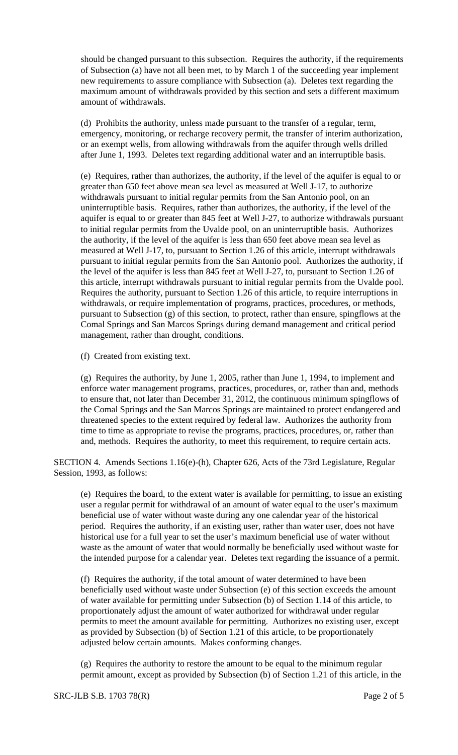should be changed pursuant to this subsection. Requires the authority, if the requirements of Subsection (a) have not all been met, to by March 1 of the succeeding year implement new requirements to assure compliance with Subsection (a). Deletes text regarding the maximum amount of withdrawals provided by this section and sets a different maximum amount of withdrawals.

(d) Prohibits the authority, unless made pursuant to the transfer of a regular, term, emergency, monitoring, or recharge recovery permit, the transfer of interim authorization, or an exempt wells, from allowing withdrawals from the aquifer through wells drilled after June 1, 1993. Deletes text regarding additional water and an interruptible basis.

(e) Requires, rather than authorizes, the authority, if the level of the aquifer is equal to or greater than 650 feet above mean sea level as measured at Well J-17, to authorize withdrawals pursuant to initial regular permits from the San Antonio pool, on an uninterruptible basis. Requires, rather than authorizes, the authority, if the level of the aquifer is equal to or greater than 845 feet at Well J-27, to authorize withdrawals pursuant to initial regular permits from the Uvalde pool, on an uninterruptible basis. Authorizes the authority, if the level of the aquifer is less than 650 feet above mean sea level as measured at Well J-17, to, pursuant to Section 1.26 of this article, interrupt withdrawals pursuant to initial regular permits from the San Antonio pool. Authorizes the authority, if the level of the aquifer is less than 845 feet at Well J-27, to, pursuant to Section 1.26 of this article, interrupt withdrawals pursuant to initial regular permits from the Uvalde pool. Requires the authority, pursuant to Section 1.26 of this article, to require interruptions in withdrawals, or require implementation of programs, practices, procedures, or methods, pursuant to Subsection (g) of this section, to protect, rather than ensure, spingflows at the Comal Springs and San Marcos Springs during demand management and critical period management, rather than drought, conditions.

(f) Created from existing text.

(g) Requires the authority, by June 1, 2005, rather than June 1, 1994, to implement and enforce water management programs, practices, procedures, or, rather than and, methods to ensure that, not later than December 31, 2012, the continuous minimum spingflows of the Comal Springs and the San Marcos Springs are maintained to protect endangered and threatened species to the extent required by federal law. Authorizes the authority from time to time as appropriate to revise the programs, practices, procedures, or, rather than and, methods. Requires the authority, to meet this requirement, to require certain acts.

SECTION 4. Amends Sections 1.16(e)-(h), Chapter 626, Acts of the 73rd Legislature, Regular Session, 1993, as follows:

(e) Requires the board, to the extent water is available for permitting, to issue an existing user a regular permit for withdrawal of an amount of water equal to the user's maximum beneficial use of water without waste during any one calendar year of the historical period. Requires the authority, if an existing user, rather than water user, does not have historical use for a full year to set the user's maximum beneficial use of water without waste as the amount of water that would normally be beneficially used without waste for the intended purpose for a calendar year. Deletes text regarding the issuance of a permit.

(f) Requires the authority, if the total amount of water determined to have been beneficially used without waste under Subsection (e) of this section exceeds the amount of water available for permitting under Subsection (b) of Section 1.14 of this article, to proportionately adjust the amount of water authorized for withdrawal under regular permits to meet the amount available for permitting. Authorizes no existing user, except as provided by Subsection (b) of Section 1.21 of this article, to be proportionately adjusted below certain amounts. Makes conforming changes.

(g) Requires the authority to restore the amount to be equal to the minimum regular permit amount, except as provided by Subsection (b) of Section 1.21 of this article, in the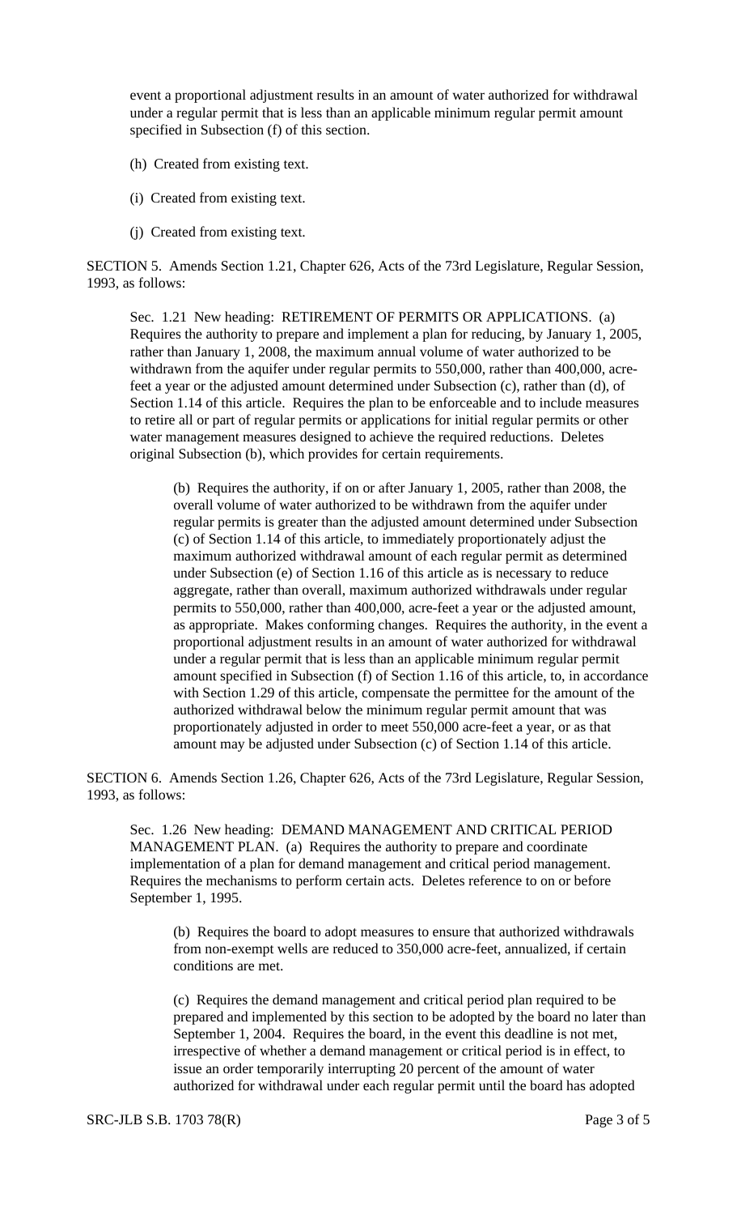event a proportional adjustment results in an amount of water authorized for withdrawal under a regular permit that is less than an applicable minimum regular permit amount specified in Subsection (f) of this section.

(h) Created from existing text.

(i) Created from existing text.

(j) Created from existing text.

SECTION 5. Amends Section 1.21, Chapter 626, Acts of the 73rd Legislature, Regular Session, 1993, as follows:

Sec. 1.21 New heading: RETIREMENT OF PERMITS OR APPLICATIONS. (a) Requires the authority to prepare and implement a plan for reducing, by January 1, 2005, rather than January 1, 2008, the maximum annual volume of water authorized to be withdrawn from the aquifer under regular permits to 550,000, rather than 400,000, acre-feet a year or the adjusted amount determined under Subsection (c), rather than (d), of Section 1.14 of this article. Requires the plan to be enforceable and to include measures to retire all or part of regular permits or applications for initial regular permits or other water management measures designed to achieve the required reductions. Deletes original Subsection (b), which provides for certain requirements.

(b) Requires the authority, if on or after January 1, 2005, rather than 2008, the overall volume of water authorized to be withdrawn from the aquifer under regular permits is greater than the adjusted amount determined under Subsection (c) of Section 1.14 of this article, to immediately proportionately adjust the maximum authorized withdrawal amount of each regular permit as determined under Subsection (e) of Section 1.16 of this article as is necessary to reduce aggregate, rather than overall, maximum authorized withdrawals under regular permits to 550,000, rather than 400,000, acre-feet a year or the adjusted amount, as appropriate. Makes conforming changes. Requires the authority, in the event a proportional adjustment results in an amount of water authorized for withdrawal under a regular permit that is less than an applicable minimum regular permit amount specified in Subsection (f) of Section 1.16 of this article, to, in accordance with Section 1.29 of this article, compensate the permittee for the amount of the authorized withdrawal below the minimum regular permit amount that was proportionately adjusted in order to meet 550,000 acre-feet a year, or as that amount may be adjusted under Subsection (c) of Section 1.14 of this article.

SECTION 6. Amends Section 1.26, Chapter 626, Acts of the 73rd Legislature, Regular Session, 1993, as follows:

Sec. 1.26 New heading: DEMAND MANAGEMENT AND CRITICAL PERIOD MANAGEMENT PLAN. (a) Requires the authority to prepare and coordinate implementation of a plan for demand management and critical period management. Requires the mechanisms to perform certain acts. Deletes reference to on or before September 1, 1995.

(b) Requires the board to adopt measures to ensure that authorized withdrawals from non-exempt wells are reduced to 350,000 acre-feet, annualized, if certain conditions are met.

(c) Requires the demand management and critical period plan required to be prepared and implemented by this section to be adopted by the board no later than September 1, 2004. Requires the board, in the event this deadline is not met, irrespective of whether a demand management or critical period is in effect, to issue an order temporarily interrupting 20 percent of the amount of water authorized for withdrawal under each regular permit until the board has adopted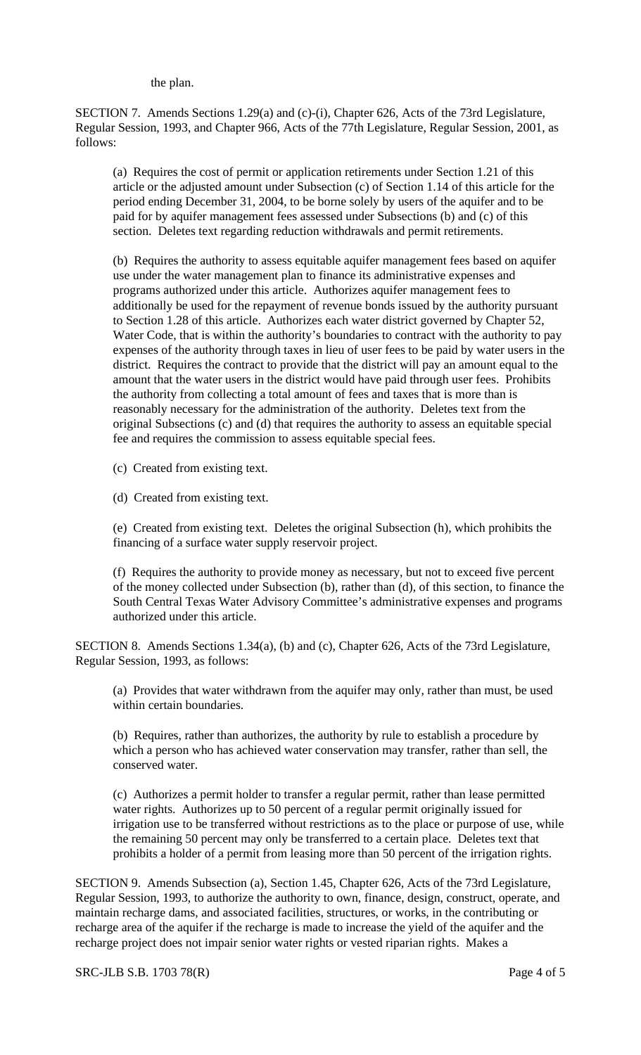the plan.

SECTION 7. Amends Sections 1.29(a) and (c)-(i), Chapter 626, Acts of the 73rd Legislature, Regular Session, 1993, and Chapter 966, Acts of the 77th Legislature, Regular Session, 2001, as follows:

(a) Requires the cost of permit or application retirements under Section 1.21 of this article or the adjusted amount under Subsection (c) of Section 1.14 of this article for the period ending December 31, 2004, to be borne solely by users of the aquifer and to be paid for by aquifer management fees assessed under Subsections (b) and (c) of this section. Deletes text regarding reduction withdrawals and permit retirements.

(b) Requires the authority to assess equitable aquifer management fees based on aquifer use under the water management plan to finance its administrative expenses and programs authorized under this article. Authorizes aquifer management fees to additionally be used for the repayment of revenue bonds issued by the authority pursuant to Section 1.28 of this article. Authorizes each water district governed by Chapter 52, Water Code, that is within the authority's boundaries to contract with the authority to pay expenses of the authority through taxes in lieu of user fees to be paid by water users in the district. Requires the contract to provide that the district will pay an amount equal to the amount that the water users in the district would have paid through user fees. Prohibits the authority from collecting a total amount of fees and taxes that is more than is reasonably necessary for the administration of the authority. Deletes text from the original Subsections (c) and (d) that requires the authority to assess an equitable special fee and requires the commission to assess equitable special fees.

(c) Created from existing text.

(d) Created from existing text.

(e) Created from existing text. Deletes the original Subsection (h), which prohibits the financing of a surface water supply reservoir project.

(f) Requires the authority to provide money as necessary, but not to exceed five percent of the money collected under Subsection (b), rather than (d), of this section, to finance the South Central Texas Water Advisory Committee's administrative expenses and programs authorized under this article.

SECTION 8. Amends Sections 1.34(a), (b) and (c), Chapter 626, Acts of the 73rd Legislature, Regular Session, 1993, as follows:

(a) Provides that water withdrawn from the aquifer may only, rather than must, be used within certain boundaries.

(b) Requires, rather than authorizes, the authority by rule to establish a procedure by which a person who has achieved water conservation may transfer, rather than sell, the conserved water.

(c) Authorizes a permit holder to transfer a regular permit, rather than lease permitted water rights. Authorizes up to 50 percent of a regular permit originally issued for irrigation use to be transferred without restrictions as to the place or purpose of use, while the remaining 50 percent may only be transferred to a certain place. Deletes text that prohibits a holder of a permit from leasing more than 50 percent of the irrigation rights.

SECTION 9. Amends Subsection (a), Section 1.45, Chapter 626, Acts of the 73rd Legislature, Regular Session, 1993, to authorize the authority to own, finance, design, construct, operate, and maintain recharge dams, and associated facilities, structures, or works, in the contributing or recharge area of the aquifer if the recharge is made to increase the yield of the aquifer and the recharge project does not impair senior water rights or vested riparian rights. Makes a

SRC-JLB S.B. 1703 78(R)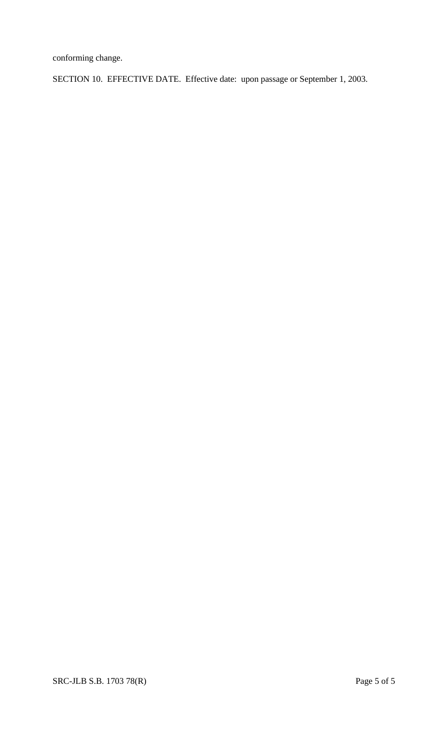conforming change.

SECTION 10. EFFECTIVE DATE. Effective date: upon passage or September 1, 2003.